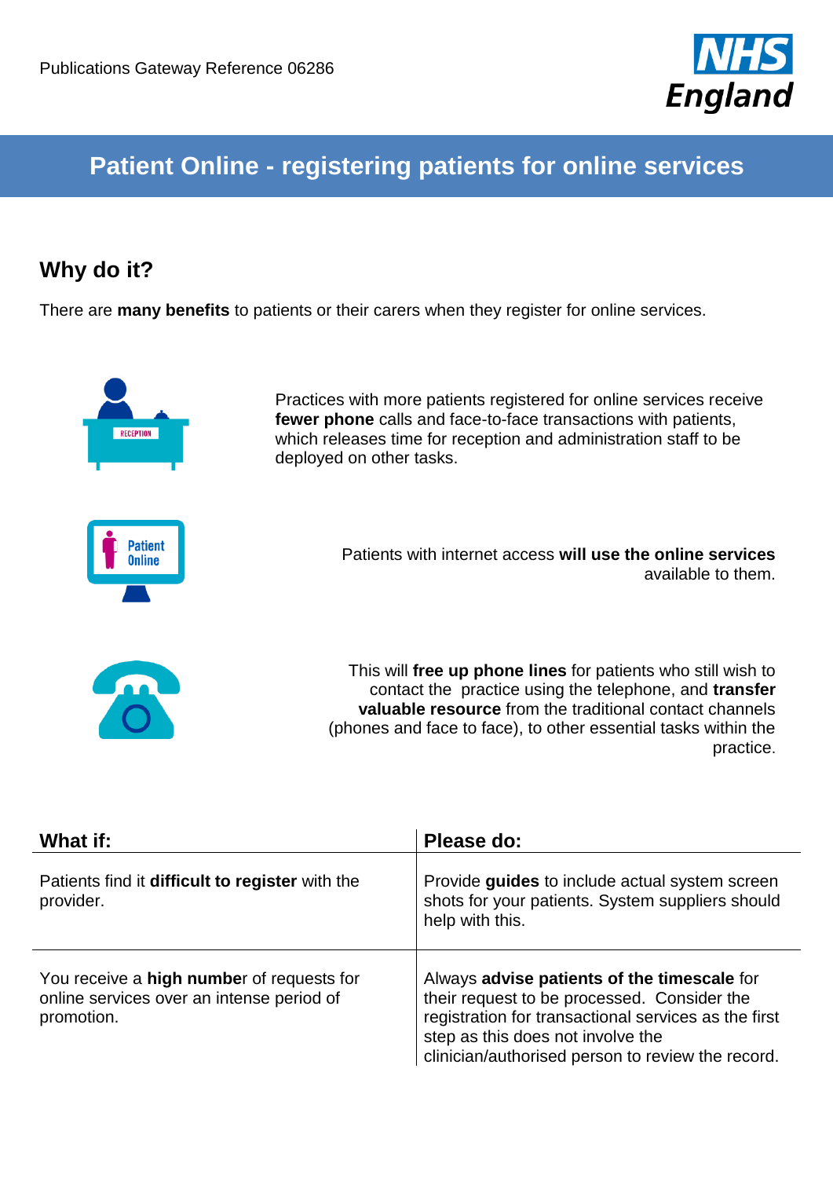Publications Gateway Reference 06286

# Patient Online - registering patients for online services

## Why do it?

There are **many benefits** to patients or their carers when they register for online services.

Practices with more patients registered for online services receive **fewer phone** calls and face-to-face transactions with patients, which releases time for reception and administration staff to be deployed on other tasks.

Patients with internet access **will use the online services** available to them.

This will **free up phone lines** for patients who still wish to contact the practice using the telephone, and **transfer valuable resource** from the traditional contact channels (phones and face to face), to other essential tasks within the practice.

| What if: | Please do: |
| --- | --- |
| Patients find it **difficult to register** with the provider. | Provide **guides** to include actual system screen shots for your patients. System suppliers should help with this. |
| You receive a **high number** of requests for online services over an intense period of promotion. | Always **advise patients of the timescale** for their request to be processed. Consider the registration for transactional services as the first step as this does not involve the clinician/authorised person to review the record. |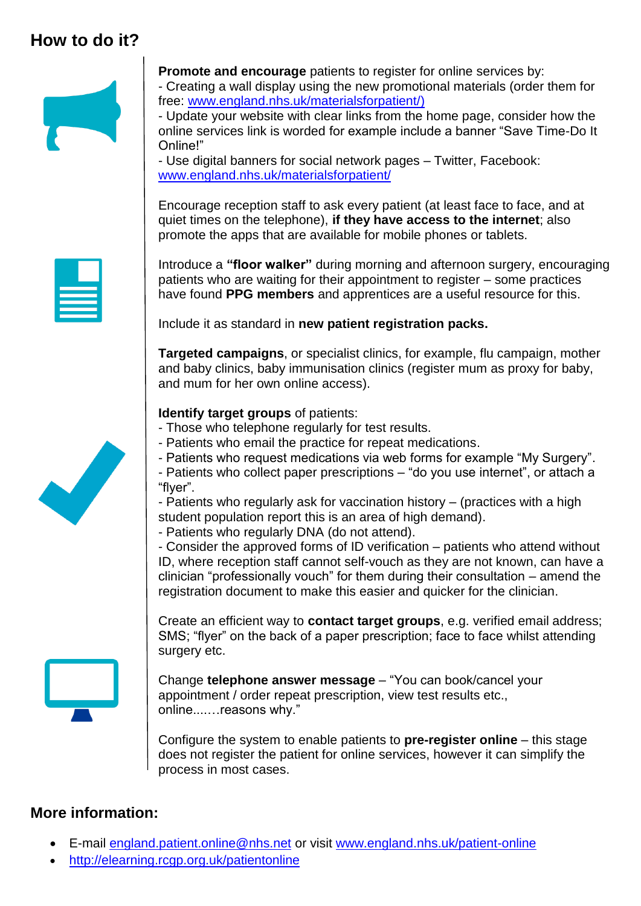## How to do it?

**Promote and encourage** patients to register for online services by:
- Creating a wall display using the new promotional materials (order them for free: [www.england.nhs.uk/materialsforpatient/)](www.england.nhs.uk/materialsforpatient/)
- Update your website with clear links from the home page, consider how the online services link is worded for example include a banner "Save Time-Do It Online!"
- Use digital banners for social network pages – Twitter, Facebook: [www.england.nhs.uk/materialsforpatient/](www.england.nhs.uk/materialsforpatient/)

Encourage reception staff to ask every patient (at least face to face, and at quiet times on the telephone), **if they have access to the internet**; also promote the apps that are available for mobile phones or tablets.

Introduce a **"floor walker"** during morning and afternoon surgery, encouraging patients who are waiting for their appointment to register – some practices have found **PPG members** and apprentices are a useful resource for this.

Include it as standard in **new patient registration packs.**

**Targeted campaigns**, or specialist clinics, for example, flu campaign, mother and baby clinics, baby immunisation clinics (register mum as proxy for baby, and mum for her own online access).

**Identify target groups** of patients:
- Those who telephone regularly for test results.
- Patients who email the practice for repeat medications.
- Patients who request medications via web forms for example "My Surgery".
- Patients who collect paper prescriptions – "do you use internet", or attach a "flyer".
- Patients who regularly ask for vaccination history – (practices with a high student population report this is an area of high demand).
- Patients who regularly DNA (do not attend).
- Consider the approved forms of ID verification – patients who attend without ID, where reception staff cannot self-vouch as they are not known, can have a clinician "professionally vouch" for them during their consultation – amend the registration document to make this easier and quicker for the clinician.

Create an efficient way to **contact target groups**, e.g. verified email address; SMS; "flyer" on the back of a paper prescription; face to face whilst attending surgery etc.

Change **telephone answer message** – "You can book/cancel your appointment / order repeat prescription, view test results etc., online.......reasons why."

Configure the system to enable patients to **pre-register online** – this stage does not register the patient for online services, however it can simplify the process in most cases.

## More information:

- E-mail [england.patient.online@nhs.net](mailto:england.patient.online@nhs.net) or visit [www.england.nhs.uk/patient-online](www.england.nhs.uk/patient-online)
- [http://elearning.rcgp.org.uk/patientonline](http://elearning.rcgp.org.uk/patientonline)